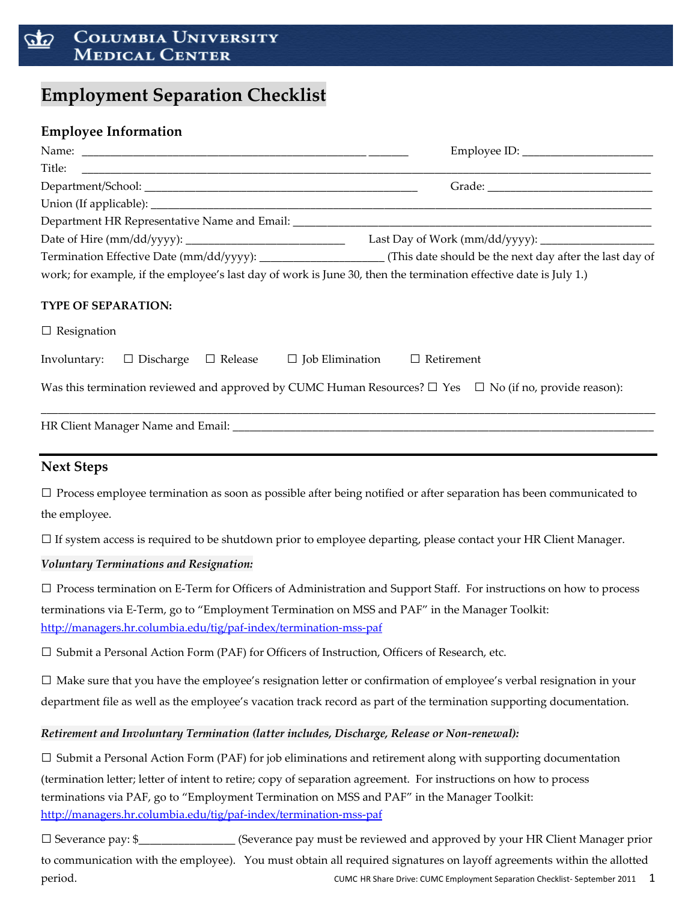COLUMBIA UNIVERSITY MEDICAL CENTER

# Employment Separation Checklist

## Employee Information

Name: _______________________________________________ _______ Employee ID: ______________________

Title: _________________________________________________________________________________________

Department/School: ______________________________________________ Grade: ____________________________

Union (If applicable): ______________________________________________________________________________

Department HR Representative Name and Email: ________________________________________________________

Date of Hire (mm/dd/yyyy): ___________________________ Last Day of Work (mm/dd/yyyy): ___________________

Termination Effective Date (mm/dd/yyyy): _____________________ (This date should be the next day after the last day of work; for example, if the employee's last day of work is June 30, then the termination effective date is July 1.)

**TYPE OF SEPARATION:**

☐ Resignation

Involuntary: ☐ Discharge ☐ Release ☐ Job Elimination ☐ Retirement

Was this termination reviewed and approved by CUMC Human Resources? ☐ Yes ☐ No (if no, provide reason):

_____________________________________________________________________________________________________

HR Client Manager Name and Email: ___________________________________________________________________________

---

## Next Steps

☐ Process employee termination as soon as possible after being notified or after separation has been communicated to the employee.

☐ If system access is required to be shutdown prior to employee departing, please contact your HR Client Manager.

***Voluntary Terminations and Resignation:***

☐ Process termination on E-Term for Officers of Administration and Support Staff. For instructions on how to process terminations via E-Term, go to "Employment Termination on MSS and PAF" in the Manager Toolkit: http://managers.hr.columbia.edu/tig/paf-index/termination-mss-paf

☐ Submit a Personal Action Form (PAF) for Officers of Instruction, Officers of Research, etc.

☐ Make sure that you have the employee's resignation letter or confirmation of employee's verbal resignation in your department file as well as the employee's vacation track record as part of the termination supporting documentation.

***Retirement and Involuntary Termination (latter includes, Discharge, Release or Non-renewal):***

☐ Submit a Personal Action Form (PAF) for job eliminations and retirement along with supporting documentation (termination letter; letter of intent to retire; copy of separation agreement. For instructions on how to process terminations via PAF, go to "Employment Termination on MSS and PAF" in the Manager Toolkit: http://managers.hr.columbia.edu/tig/paf-index/termination-mss-paf

☐ Severance pay: $_______________ (Severance pay must be reviewed and approved by your HR Client Manager prior to communication with the employee). You must obtain all required signatures on layoff agreements within the allotted period.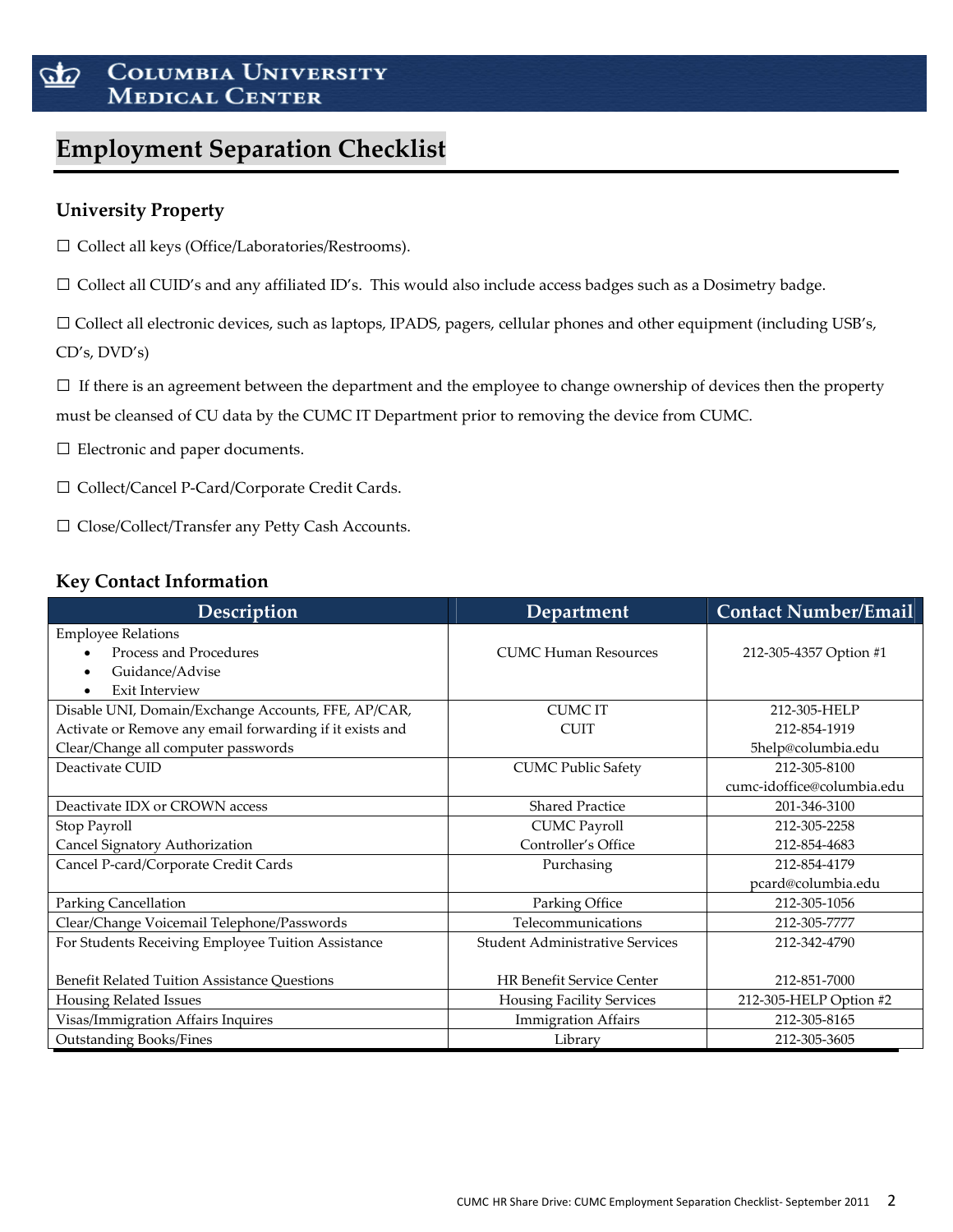# Employment Separation Checklist

### University Property

☐ Collect all keys (Office/Laboratories/Restrooms).

☐ Collect all CUID's and any affiliated ID's. This would also include access badges such as a Dosimetry badge.

☐ Collect all electronic devices, such as laptops, IPADS, pagers, cellular phones and other equipment (including USB's, CD's, DVD's)

☐ If there is an agreement between the department and the employee to change ownership of devices then the property must be cleansed of CU data by the CUMC IT Department prior to removing the device from CUMC.

☐ Electronic and paper documents.

☐ Collect/Cancel P-Card/Corporate Credit Cards.

☐ Close/Collect/Transfer any Petty Cash Accounts.

### Key Contact Information

| Description | Department | Contact Number/Email |
|---|---|---|
| Employee Relations<br>• Process and Procedures<br>• Guidance/Advise<br>• Exit Interview | CUMC Human Resources | 212-305-4357 Option #1 |
| Disable UNI, Domain/Exchange Accounts, FFE, AP/CAR, Activate or Remove any email forwarding if it exists and Clear/Change all computer passwords | CUMC IT<br>CUIT | 212-305-HELP<br>212-854-1919<br>5help@columbia.edu |
| Deactivate CUID | CUMC Public Safety | 212-305-8100<br>cumc-idoffice@columbia.edu |
| Deactivate IDX or CROWN access | Shared Practice | 201-346-3100 |
| Stop Payroll<br>Cancel Signatory Authorization | CUMC Payroll<br>Controller's Office | 212-305-2258<br>212-854-4683 |
| Cancel P-card/Corporate Credit Cards | Purchasing | 212-854-4179<br>pcard@columbia.edu |
| Parking Cancellation | Parking Office | 212-305-1056 |
| Clear/Change Voicemail Telephone/Passwords | Telecommunications | 212-305-7777 |
| For Students Receiving Employee Tuition Assistance<br><br>Benefit Related Tuition Assistance Questions | Student Administrative Services<br><br>HR Benefit Service Center | 212-342-4790<br><br>212-851-7000 |
| Housing Related Issues | Housing Facility Services | 212-305-HELP Option #2 |
| Visas/Immigration Affairs Inquires | Immigration Affairs | 212-305-8165 |
| Outstanding Books/Fines | Library | 212-305-3605 |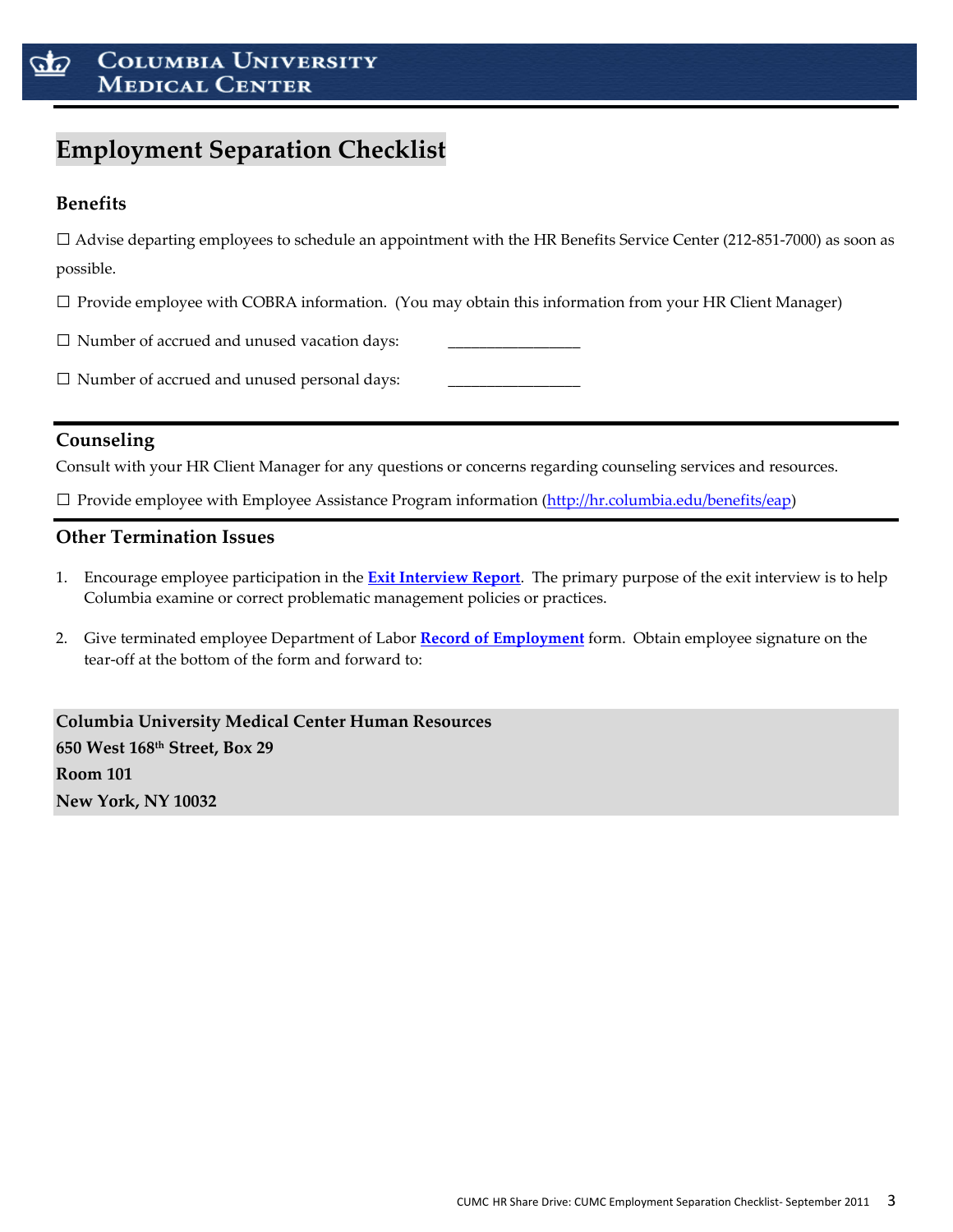# Employment Separation Checklist

## Benefits

☐ Advise departing employees to schedule an appointment with the HR Benefits Service Center (212-851-7000) as soon as possible.

☐ Provide employee with COBRA information. (You may obtain this information from your HR Client Manager)

☐ Number of accrued and unused vacation days: _______________

☐ Number of accrued and unused personal days: _______________

## Counseling

Consult with your HR Client Manager for any questions or concerns regarding counseling services and resources.

☐ Provide employee with Employee Assistance Program information (http://hr.columbia.edu/benefits/eap)

## Other Termination Issues

1. Encourage employee participation in the **Exit Interview Report**. The primary purpose of the exit interview is to help Columbia examine or correct problematic management policies or practices.

2. Give terminated employee Department of Labor **Record of Employment** form. Obtain employee signature on the tear-off at the bottom of the form and forward to:

**Columbia University Medical Center Human Resources**
**650 West 168th Street, Box 29**
**Room 101**
**New York, NY 10032**